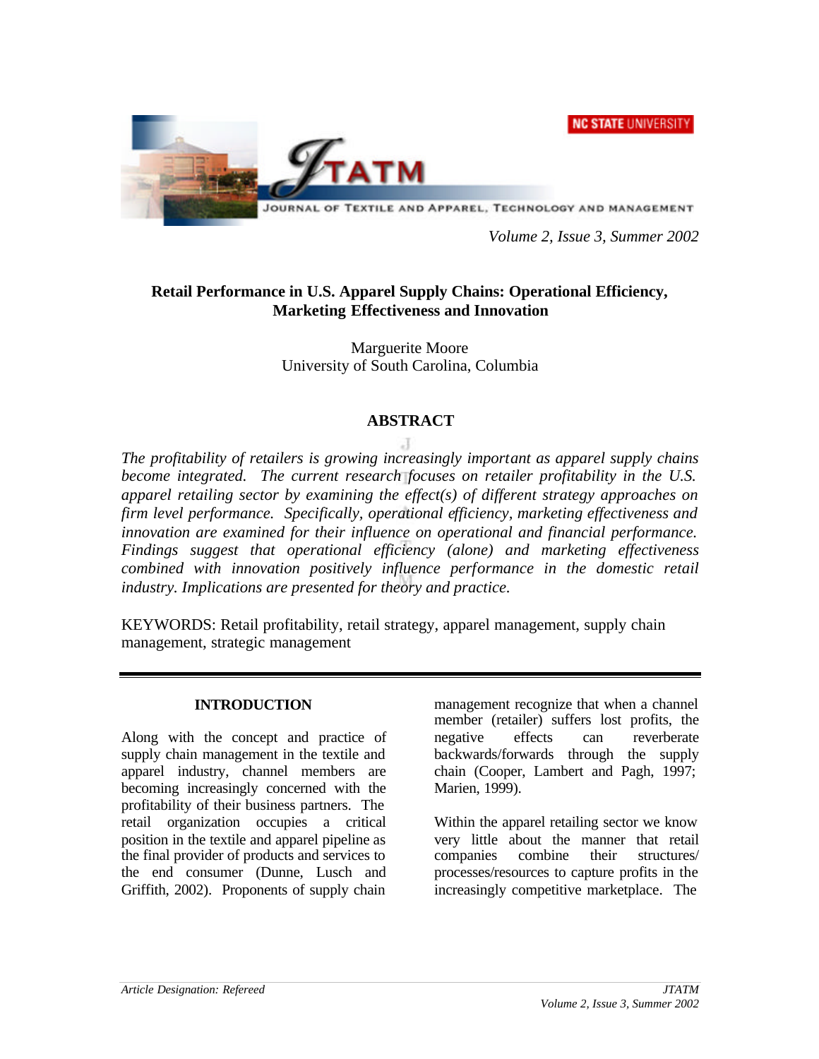# Retail Performance in U.S. Apparel Supply Chains: Operational Efficiency, Marketing Effectiveness and Innovation

Marguerite Moore
University of South Carolina, Columbia

## ABSTRACT

*The profitability of retailers is growing increasingly important as apparel supply chains become integrated. The current research focuses on retailer profitability in the U.S. apparel retailing sector by examining the effect(s) of different strategy approaches on firm level performance. Specifically, operational efficiency, marketing effectiveness and innovation are examined for their influence on operational and financial performance. Findings suggest that operational efficiency (alone) and marketing effectiveness combined with innovation positively influence performance in the domestic retail industry. Implications are presented for theory and practice.*

KEYWORDS: Retail profitability, retail strategy, apparel management, supply chain management, strategic management

## INTRODUCTION

Along with the concept and practice of supply chain management in the textile and apparel industry, channel members are becoming increasingly concerned with the profitability of their business partners. The retail organization occupies a critical position in the textile and apparel pipeline as the final provider of products and services to the end consumer (Dunne, Lusch and Griffith, 2002). Proponents of supply chain management recognize that when a channel member (retailer) suffers lost profits, the negative effects can reverberate backwards/forwards through the supply chain (Cooper, Lambert and Pagh, 1997; Marien, 1999).

Within the apparel retailing sector we know very little about the manner that retail companies combine their structures/processes/resources to capture profits in the increasingly competitive marketplace. The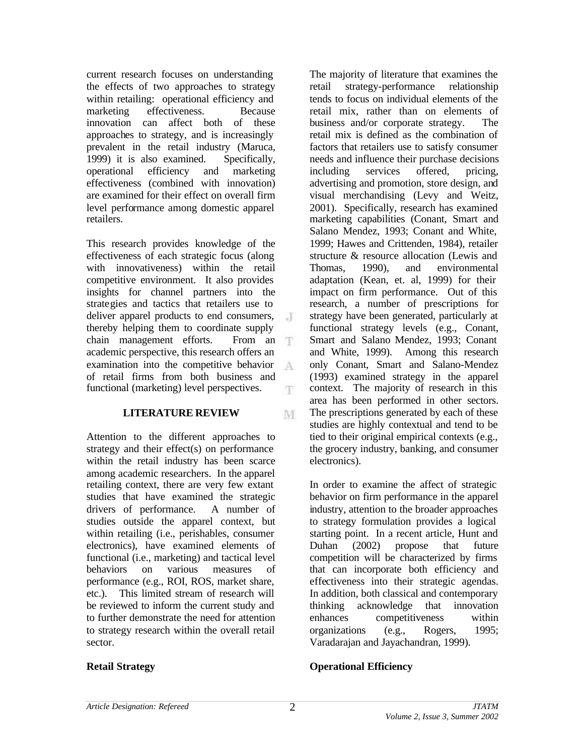current research focuses on understanding the effects of two approaches to strategy within retailing: operational efficiency and marketing effectiveness. Because innovation can affect both of these approaches to strategy, and is increasingly prevalent in the retail industry (Maruca, 1999) it is also examined. Specifically, operational efficiency and marketing effectiveness (combined with innovation) are examined for their effect on overall firm level performance among domestic apparel retailers.

This research provides knowledge of the effectiveness of each strategic focus (along with innovativeness) within the retail competitive environment. It also provides insights for channel partners into the strategies and tactics that retailers use to deliver apparel products to end consumers, thereby helping them to coordinate supply chain management efforts. From an academic perspective, this research offers an examination into the competitive behavior of retail firms from both business and functional (marketing) level perspectives.

## LITERATURE REVIEW

Attention to the different approaches to strategy and their effect(s) on performance within the retail industry has been scarce among academic researchers. In the apparel retailing context, there are very few extant studies that have examined the strategic drivers of performance. A number of studies outside the apparel context, but within retailing (i.e., perishables, consumer electronics), have examined elements of functional (i.e., marketing) and tactical level behaviors on various measures of performance (e.g., ROI, ROS, market share, etc.). This limited stream of research will be reviewed to inform the current study and to further demonstrate the need for attention to strategy research within the overall retail sector.

### Retail Strategy

The majority of literature that examines the retail strategy-performance relationship tends to focus on individual elements of the retail mix, rather than on elements of business and/or corporate strategy. The retail mix is defined as the combination of factors that retailers use to satisfy consumer needs and influence their purchase decisions including services offered, pricing, advertising and promotion, store design, and visual merchandising (Levy and Weitz, 2001). Specifically, research has examined marketing capabilities (Conant, Smart and Salano Mendez, 1993; Conant and White, 1999; Hawes and Crittenden, 1984), retailer structure & resource allocation (Lewis and Thomas, 1990), and environmental adaptation (Kean, et. al, 1999) for their impact on firm performance. Out of this research, a number of prescriptions for strategy have been generated, particularly at functional strategy levels (e.g., Conant, Smart and Salano Mendez, 1993; Conant and White, 1999). Among this research only Conant, Smart and Salano-Mendez (1993) examined strategy in the apparel context. The majority of research in this area has been performed in other sectors. The prescriptions generated by each of these studies are highly contextual and tend to be tied to their original empirical contexts (e.g., the grocery industry, banking, and consumer electronics).

In order to examine the affect of strategic behavior on firm performance in the apparel industry, attention to the broader approaches to strategy formulation provides a logical starting point. In a recent article, Hunt and Duhan (2002) propose that future competition will be characterized by firms that can incorporate both efficiency and effectiveness into their strategic agendas. In addition, both classical and contemporary thinking acknowledge that innovation enhances competitiveness within organizations (e.g., Rogers, 1995; Varadarajan and Jayachandran, 1999).

### Operational Efficiency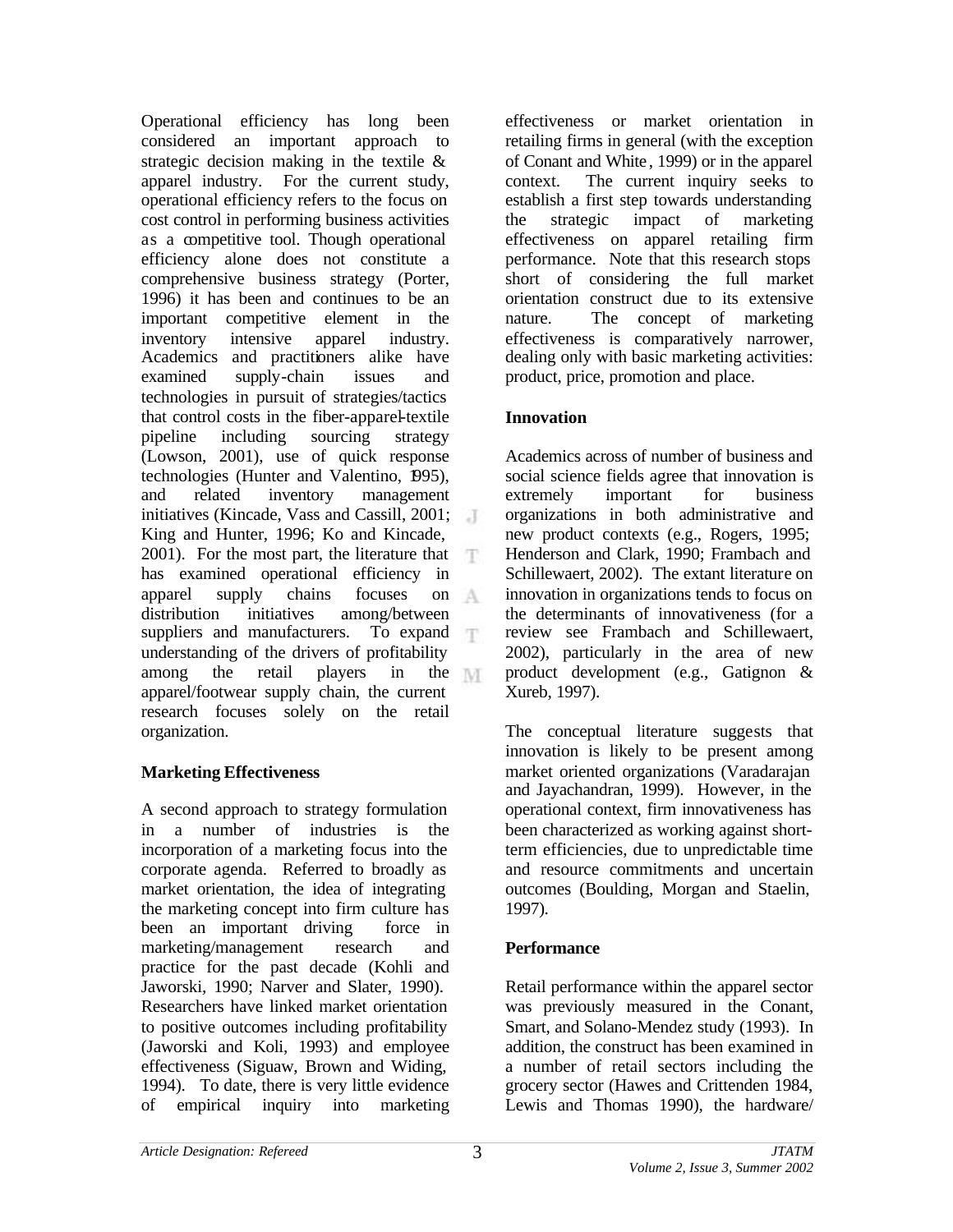Operational efficiency has long been considered an important approach to strategic decision making in the textile & apparel industry. For the current study, operational efficiency refers to the focus on cost control in performing business activities as a competitive tool. Though operational efficiency alone does not constitute a comprehensive business strategy (Porter, 1996) it has been and continues to be an important competitive element in the inventory intensive apparel industry. Academics and practitioners alike have examined supply-chain issues and technologies in pursuit of strategies/tactics that control costs in the fiber-apparel-textile pipeline including sourcing strategy (Lowson, 2001), use of quick response technologies (Hunter and Valentino, 1995), and related inventory management initiatives (Kincade, Vass and Cassill, 2001; King and Hunter, 1996; Ko and Kincade, 2001). For the most part, the literature that has examined operational efficiency in apparel supply chains focuses on distribution initiatives among/between suppliers and manufacturers. To expand understanding of the drivers of profitability among the retail players in the apparel/footwear supply chain, the current research focuses solely on the retail organization.

## Marketing Effectiveness

A second approach to strategy formulation in a number of industries is the incorporation of a marketing focus into the corporate agenda. Referred to broadly as market orientation, the idea of integrating the marketing concept into firm culture has been an important driving force in marketing/management research and practice for the past decade (Kohli and Jaworski, 1990; Narver and Slater, 1990). Researchers have linked market orientation to positive outcomes including profitability (Jaworski and Koli, 1993) and employee effectiveness (Siguaw, Brown and Widing, 1994). To date, there is very little evidence of empirical inquiry into marketing effectiveness or market orientation in retailing firms in general (with the exception of Conant and White, 1999) or in the apparel context. The current inquiry seeks to establish a first step towards understanding the strategic impact of marketing effectiveness on apparel retailing firm performance. Note that this research stops short of considering the full market orientation construct due to its extensive nature. The concept of marketing effectiveness is comparatively narrower, dealing only with basic marketing activities: product, price, promotion and place.

## Innovation

Academics across of number of business and social science fields agree that innovation is extremely important for business organizations in both administrative and new product contexts (e.g., Rogers, 1995; Henderson and Clark, 1990; Frambach and Schillewaert, 2002). The extant literature on innovation in organizations tends to focus on the determinants of innovativeness (for a review see Frambach and Schillewaert, 2002), particularly in the area of new product development (e.g., Gatignon & Xureb, 1997).

The conceptual literature suggests that innovation is likely to be present among market oriented organizations (Varadarajan and Jayachandran, 1999). However, in the operational context, firm innovativeness has been characterized as working against short-term efficiencies, due to unpredictable time and resource commitments and uncertain outcomes (Boulding, Morgan and Staelin, 1997).

## Performance

Retail performance within the apparel sector was previously measured in the Conant, Smart, and Solano-Mendez study (1993). In addition, the construct has been examined in a number of retail sectors including the grocery sector (Hawes and Crittenden 1984, Lewis and Thomas 1990), the hardware/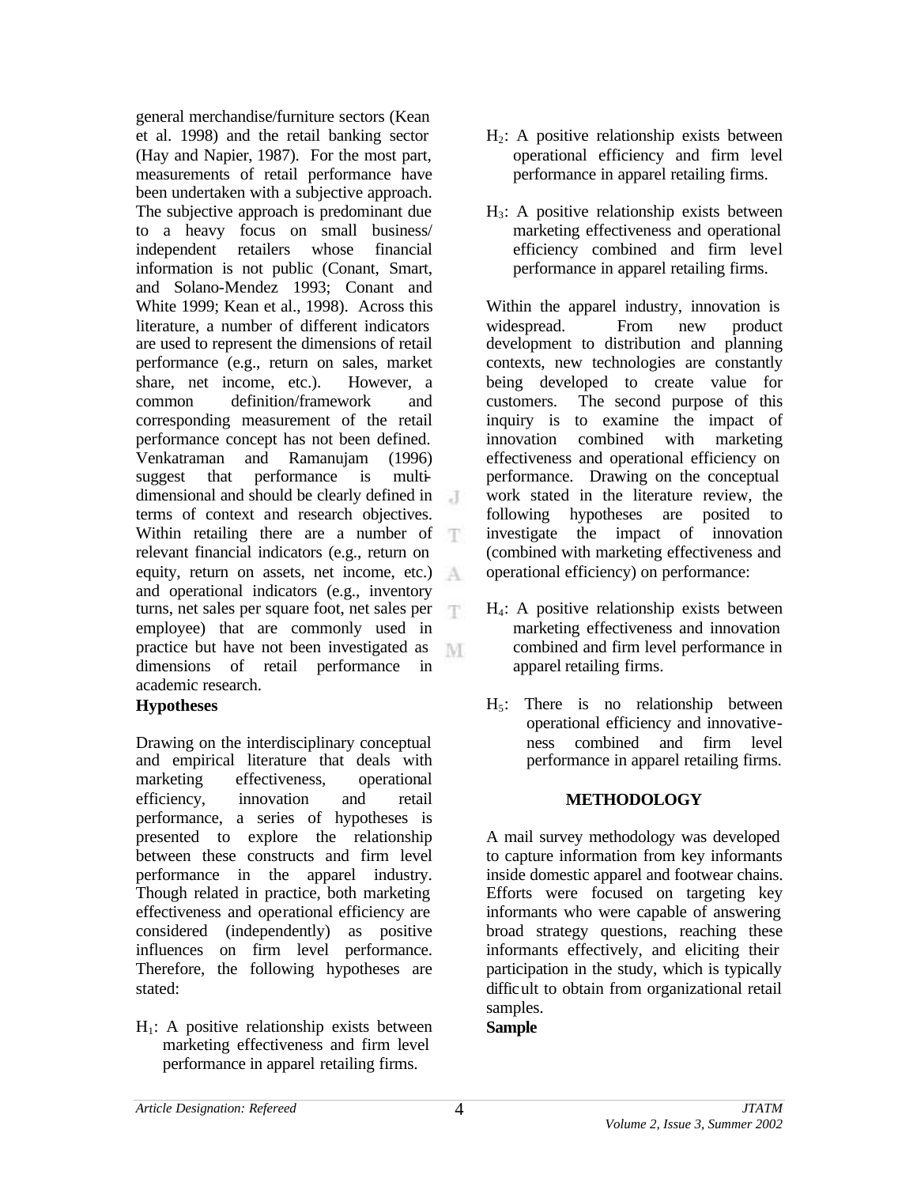general merchandise/furniture sectors (Kean et al. 1998) and the retail banking sector (Hay and Napier, 1987). For the most part, measurements of retail performance have been undertaken with a subjective approach. The subjective approach is predominant due to a heavy focus on small business/ independent retailers whose financial information is not public (Conant, Smart, and Solano-Mendez 1993; Conant and White 1999; Kean et al., 1998). Across this literature, a number of different indicators are used to represent the dimensions of retail performance (e.g., return on sales, market share, net income, etc.). However, a common definition/framework and corresponding measurement of the retail performance concept has not been defined. Venkatraman and Ramanujam (1996) suggest that performance is multi-dimensional and should be clearly defined in terms of context and research objectives. Within retailing there are a number of relevant financial indicators (e.g., return on equity, return on assets, net income, etc.) and operational indicators (e.g., inventory turns, net sales per square foot, net sales per employee) that are commonly used in practice but have not been investigated as dimensions of retail performance in academic research.

**Hypotheses**

Drawing on the interdisciplinary conceptual and empirical literature that deals with marketing effectiveness, operational efficiency, innovation and retail performance, a series of hypotheses is presented to explore the relationship between these constructs and firm level performance in the apparel industry. Though related in practice, both marketing effectiveness and operational efficiency are considered (independently) as positive influences on firm level performance. Therefore, the following hypotheses are stated:

$H_1$: A positive relationship exists between marketing effectiveness and firm level performance in apparel retailing firms.

$H_2$: A positive relationship exists between operational efficiency and firm level performance in apparel retailing firms.

$H_3$: A positive relationship exists between marketing effectiveness and operational efficiency combined and firm level performance in apparel retailing firms.

Within the apparel industry, innovation is widespread. From new product development to distribution and planning contexts, new technologies are constantly being developed to create value for customers. The second purpose of this inquiry is to examine the impact of innovation combined with marketing effectiveness and operational efficiency on performance. Drawing on the conceptual work stated in the literature review, the following hypotheses are posited to investigate the impact of innovation (combined with marketing effectiveness and operational efficiency) on performance:

$H_4$: A positive relationship exists between marketing effectiveness and innovation combined and firm level performance in apparel retailing firms.

$H_5$: There is no relationship between operational efficiency and innovativeness combined and firm level performance in apparel retailing firms.

## METHODOLOGY

A mail survey methodology was developed to capture information from key informants inside domestic apparel and footwear chains. Efforts were focused on targeting key informants who were capable of answering broad strategy questions, reaching these informants effectively, and eliciting their participation in the study, which is typically difficult to obtain from organizational retail samples.

**Sample**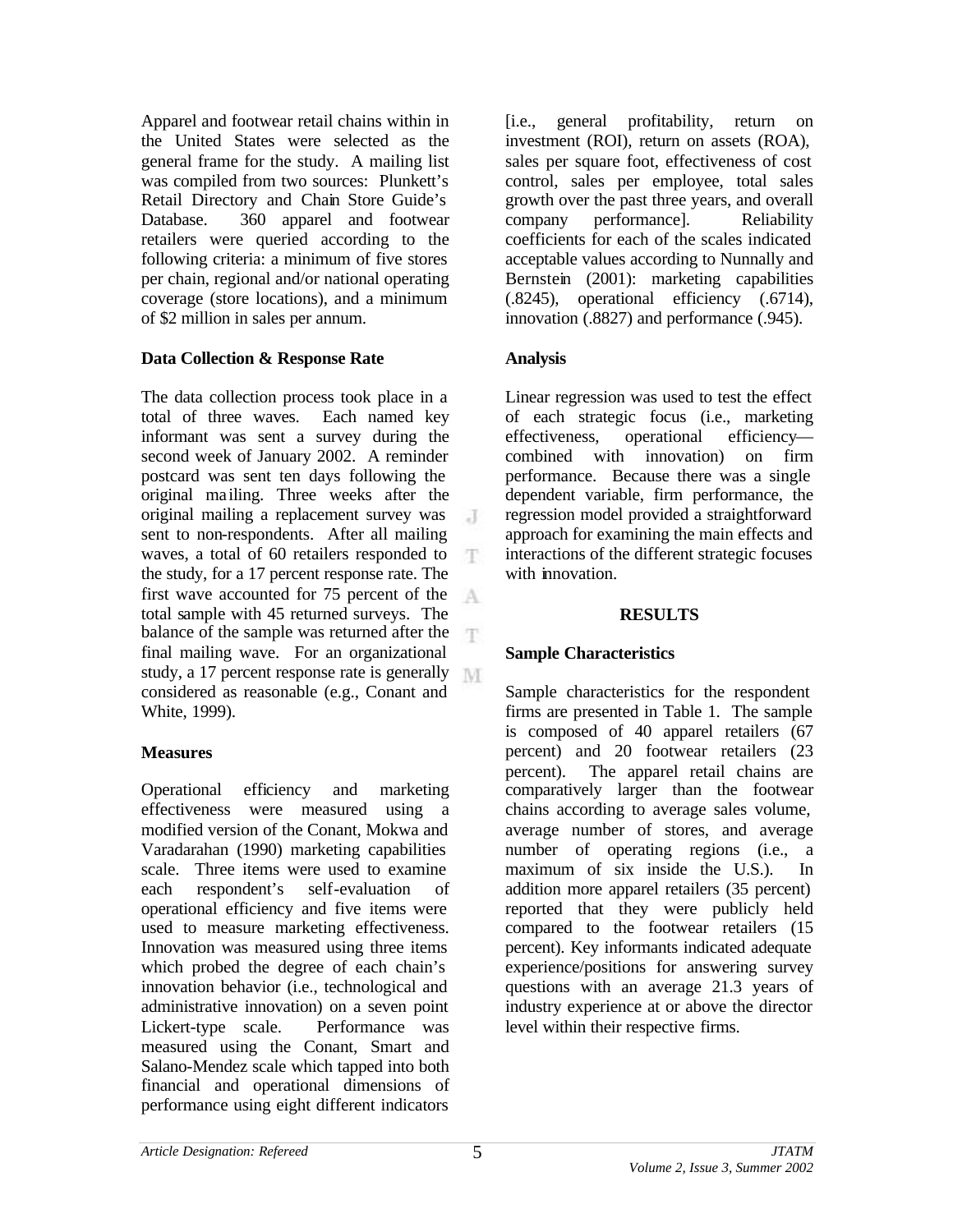Apparel and footwear retail chains within in the United States were selected as the general frame for the study. A mailing list was compiled from two sources: Plunkett's Retail Directory and Chain Store Guide's Database. 360 apparel and footwear retailers were queried according to the following criteria: a minimum of five stores per chain, regional and/or national operating coverage (store locations), and a minimum of $2 million in sales per annum.

### Data Collection & Response Rate

The data collection process took place in a total of three waves. Each named key informant was sent a survey during the second week of January 2002. A reminder postcard was sent ten days following the original mailing. Three weeks after the original mailing a replacement survey was sent to non-respondents. After all mailing waves, a total of 60 retailers responded to the study, for a 17 percent response rate. The first wave accounted for 75 percent of the total sample with 45 returned surveys. The balance of the sample was returned after the final mailing wave. For an organizational study, a 17 percent response rate is generally considered as reasonable (e.g., Conant and White, 1999).

### Measures

Operational efficiency and marketing effectiveness were measured using a modified version of the Conant, Mokwa and Varadarahan (1990) marketing capabilities scale. Three items were used to examine each respondent's self-evaluation of operational efficiency and five items were used to measure marketing effectiveness. Innovation was measured using three items which probed the degree of each chain's innovation behavior (i.e., technological and administrative innovation) on a seven point Lickert-type scale. Performance was measured using the Conant, Smart and Salano-Mendez scale which tapped into both financial and operational dimensions of performance using eight different indicators [i.e., general profitability, return on investment (ROI), return on assets (ROA), sales per square foot, effectiveness of cost control, sales per employee, total sales growth over the past three years, and overall company performance]. Reliability coefficients for each of the scales indicated acceptable values according to Nunnally and Bernstein (2001): marketing capabilities (.8245), operational efficiency (.6714), innovation (.8827) and performance (.945).

### Analysis

Linear regression was used to test the effect of each strategic focus (i.e., marketing effectiveness, operational efficiency—combined with innovation) on firm performance. Because there was a single dependent variable, firm performance, the regression model provided a straightforward approach for examining the main effects and interactions of the different strategic focuses with innovation.

## RESULTS

### Sample Characteristics

Sample characteristics for the respondent firms are presented in Table 1. The sample is composed of 40 apparel retailers (67 percent) and 20 footwear retailers (23 percent). The apparel retail chains are comparatively larger than the footwear chains according to average sales volume, average number of stores, and average number of operating regions (i.e., a maximum of six inside the U.S.). In addition more apparel retailers (35 percent) reported that they were publicly held compared to the footwear retailers (15 percent). Key informants indicated adequate experience/positions for answering survey questions with an average 21.3 years of industry experience at or above the director level within their respective firms.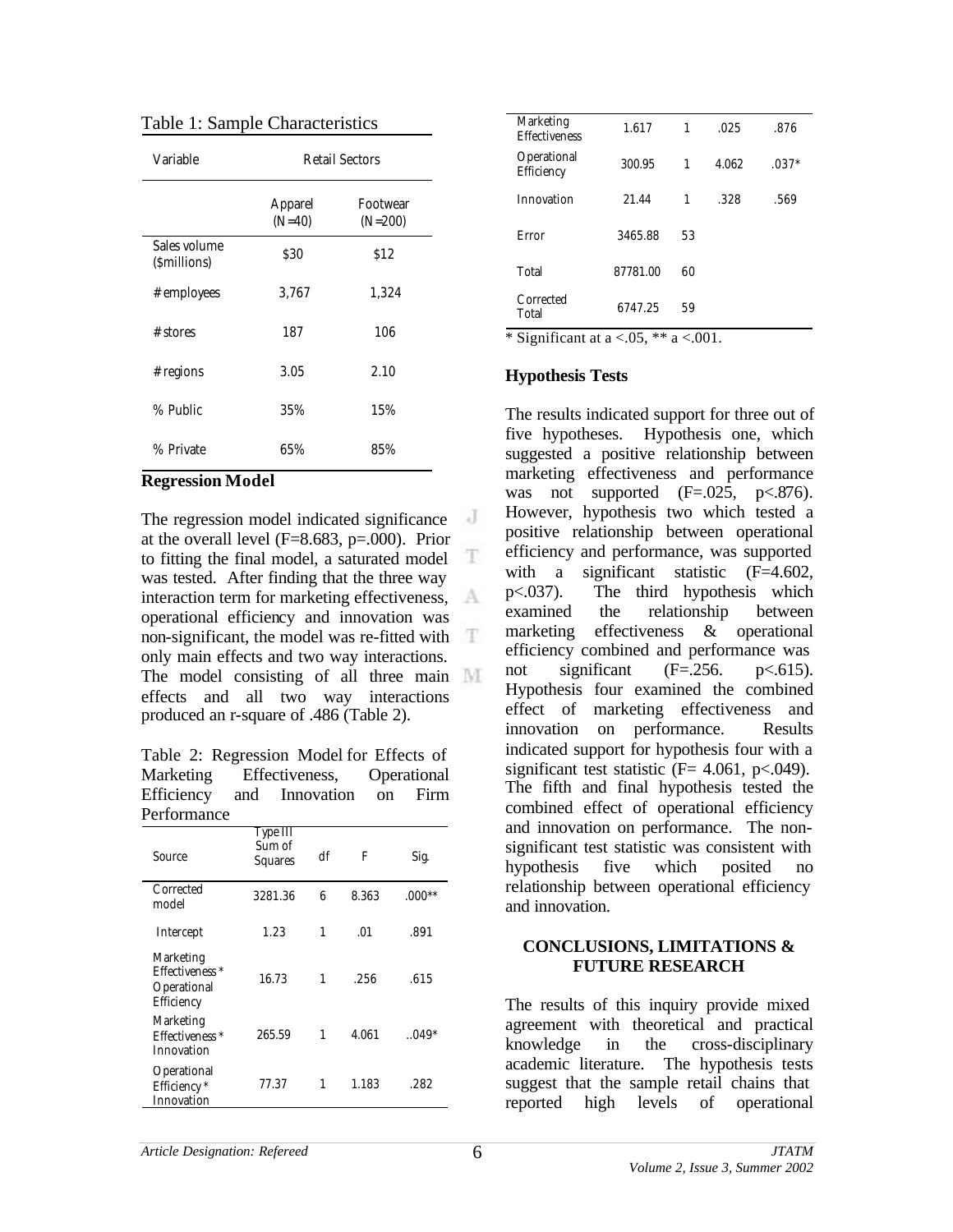Table 1: Sample Characteristics

| Variable | Retail Sectors | |
|---|---|---|
| | Apparel (N=40) | Footwear (N=200) |
| Sales volume ($millions) | $30 | $12 |
| # employees | 3,767 | 1,324 |
| # stores | 187 | 106 |
| # regions | 3.05 | 2.10 |
| % Public | 35% | 15% |
| % Private | 65% | 85% |

**Regression Model**

The regression model indicated significance at the overall level (F=8.683, p=.000). Prior to fitting the final model, a saturated model was tested. After finding that the three way interaction term for marketing effectiveness, operational efficiency and innovation was non-significant, the model was re-fitted with only main effects and two way interactions. The model consisting of all three main effects and all two way interactions produced an r-square of .486 (Table 2).

Table 2: Regression Model for Effects of Marketing Effectiveness, Operational Efficiency and Innovation on Firm Performance

| Source | Type III Sum of Squares | df | F | Sig. |
|---|---|---|---|---|
| Corrected model | 3281.36 | 6 | 8.363 | .000** |
| Intercept | 1.23 | 1 | .01 | .891 |
| Marketing Effectiveness * Operational Efficiency | 16.73 | 1 | .256 | .615 |
| Marketing Effectiveness * Innovation | 265.59 | 1 | 4.061 | ..049* |
| Operational Efficiency * Innovation | 77.37 | 1 | 1.183 | .282 |
| Marketing Effectiveness | 1.617 | 1 | .025 | .876 |
| Operational Efficiency | 300.95 | 1 | 4.062 | .037* |
| Innovation | 21.44 | 1 | .328 | .569 |
| Error | 3465.88 | 53 | | |
| Total | 87781.00 | 60 | | |
| Corrected Total | 6747.25 | 59 | | |

\* Significant at a <.05, ** a <.001.

**Hypothesis Tests**

The results indicated support for three out of five hypotheses. Hypothesis one, which suggested a positive relationship between marketing effectiveness and performance was not supported (F=.025, p<.876). However, hypothesis two which tested a positive relationship between operational efficiency and performance, was supported with a significant statistic (F=4.602, p<.037). The third hypothesis which examined the relationship between marketing effectiveness & operational efficiency combined and performance was not significant (F=.256. p<.615). Hypothesis four examined the combined effect of marketing effectiveness and innovation on performance. Results indicated support for hypothesis four with a significant test statistic (F= 4.061, p<.049). The fifth and final hypothesis tested the combined effect of operational efficiency and innovation on performance. The non-significant test statistic was consistent with hypothesis five which posited no relationship between operational efficiency and innovation.

**CONCLUSIONS, LIMITATIONS & FUTURE RESEARCH**

The results of this inquiry provide mixed agreement with theoretical and practical knowledge in the cross-disciplinary academic literature. The hypothesis tests suggest that the sample retail chains that reported high levels of operational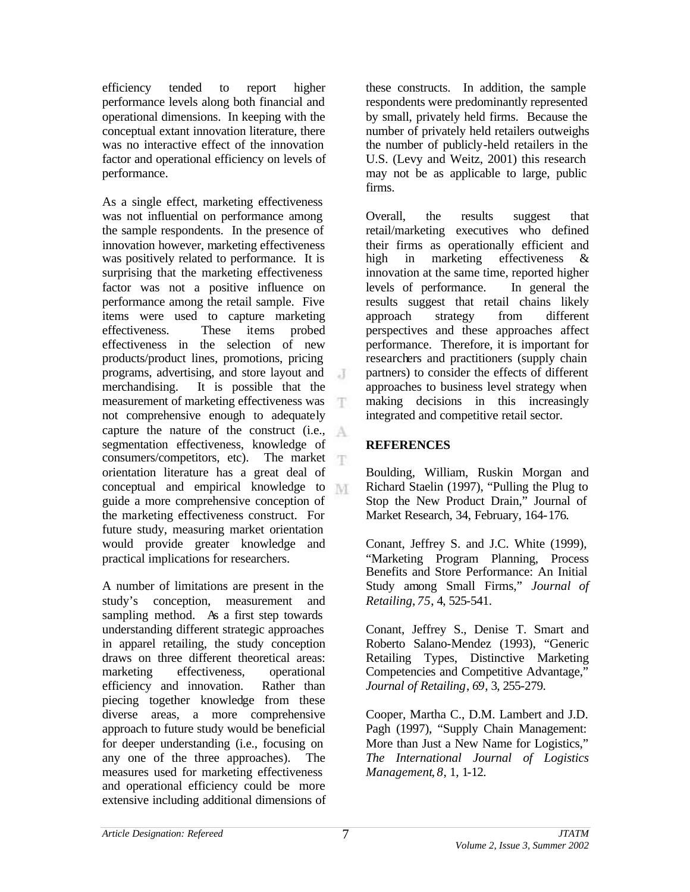efficiency tended to report higher performance levels along both financial and operational dimensions. In keeping with the conceptual extant innovation literature, there was no interactive effect of the innovation factor and operational efficiency on levels of performance.

As a single effect, marketing effectiveness was not influential on performance among the sample respondents. In the presence of innovation however, marketing effectiveness was positively related to performance. It is surprising that the marketing effectiveness factor was not a positive influence on performance among the retail sample. Five items were used to capture marketing effectiveness. These items probed effectiveness in the selection of new products/product lines, promotions, pricing programs, advertising, and store layout and merchandising. It is possible that the measurement of marketing effectiveness was not comprehensive enough to adequately capture the nature of the construct (i.e., segmentation effectiveness, knowledge of consumers/competitors, etc). The market orientation literature has a great deal of conceptual and empirical knowledge to guide a more comprehensive conception of the marketing effectiveness construct. For future study, measuring market orientation would provide greater knowledge and practical implications for researchers.

A number of limitations are present in the study's conception, measurement and sampling method. As a first step towards understanding different strategic approaches in apparel retailing, the study conception draws on three different theoretical areas: marketing effectiveness, operational efficiency and innovation. Rather than piecing together knowledge from these diverse areas, a more comprehensive approach to future study would be beneficial for deeper understanding (i.e., focusing on any one of the three approaches). The measures used for marketing effectiveness and operational efficiency could be more extensive including additional dimensions of these constructs. In addition, the sample respondents were predominantly represented by small, privately held firms. Because the number of privately held retailers outweighs the number of publicly-held retailers in the U.S. (Levy and Weitz, 2001) this research may not be as applicable to large, public firms.

Overall, the results suggest that retail/marketing executives who defined their firms as operationally efficient and high in marketing effectiveness & innovation at the same time, reported higher levels of performance. In general the results suggest that retail chains likely approach strategy from different perspectives and these approaches affect performance. Therefore, it is important for researchers and practitioners (supply chain partners) to consider the effects of different approaches to business level strategy when making decisions in this increasingly integrated and competitive retail sector.

## REFERENCES

Boulding, William, Ruskin Morgan and Richard Staelin (1997), "Pulling the Plug to Stop the New Product Drain," Journal of Market Research, 34, February, 164-176.

Conant, Jeffrey S. and J.C. White (1999), "Marketing Program Planning, Process Benefits and Store Performance: An Initial Study among Small Firms," *Journal of Retailing*, *75*, 4, 525-541.

Conant, Jeffrey S., Denise T. Smart and Roberto Salano-Mendez (1993), "Generic Retailing Types, Distinctive Marketing Competencies and Competitive Advantage," *Journal of Retailing*, *69*, 3, 255-279.

Cooper, Martha C., D.M. Lambert and J.D. Pagh (1997), "Supply Chain Management: More than Just a New Name for Logistics," *The International Journal of Logistics Management*, *8*, 1, 1-12.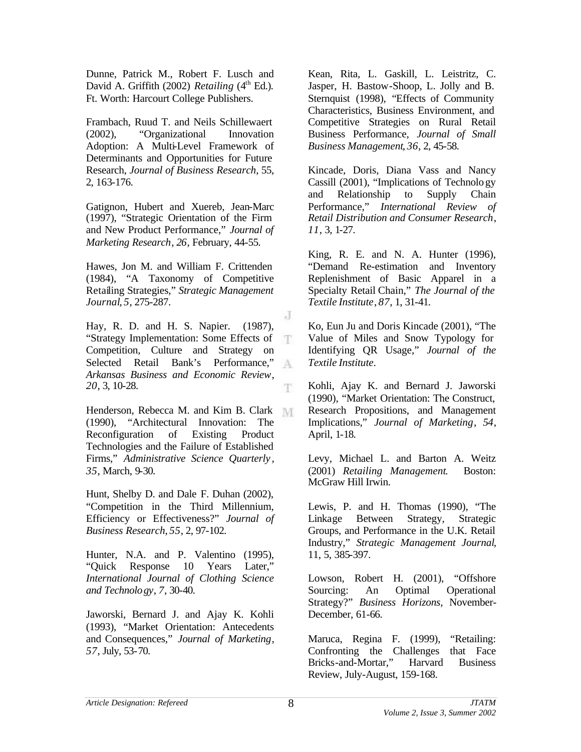Dunne, Patrick M., Robert F. Lusch and David A. Griffith (2002) *Retailing* (4th Ed.). Ft. Worth: Harcourt College Publishers.

Frambach, Ruud T. and Neils Schillewaert (2002), "Organizational Innovation Adoption: A Multi-Level Framework of Determinants and Opportunities for Future Research, *Journal of Business Research*, 55, 2, 163-176.

Gatignon, Hubert and Xuereb, Jean-Marc (1997), "Strategic Orientation of the Firm and New Product Performance," *Journal of Marketing Research*, *26*, February, 44-55.

Hawes, Jon M. and William F. Crittenden (1984), "A Taxonomy of Competitive Retailing Strategies," *Strategic Management Journal*, *5*, 275-287.

Hay, R. D. and H. S. Napier. (1987), "Strategy Implementation: Some Effects of Competition, Culture and Strategy on Selected Retail Bank's Performance," *Arkansas Business and Economic Review*, *20*, 3, 10-28.

Henderson, Rebecca M. and Kim B. Clark (1990), "Architectural Innovation: The Reconfiguration of Existing Product Technologies and the Failure of Established Firms," *Administrative Science Quarterly*, *35*, March, 9-30.

Hunt, Shelby D. and Dale F. Duhan (2002), "Competition in the Third Millennium, Efficiency or Effectiveness?" *Journal of Business Research*, *55*, 2, 97-102.

Hunter, N.A. and P. Valentino (1995), "Quick Response 10 Years Later," *International Journal of Clothing Science and Technology*, *7*, 30-40.

Jaworski, Bernard J. and Ajay K. Kohli (1993), "Market Orientation: Antecedents and Consequences," *Journal of Marketing*, *57*, July, 53-70.

Kean, Rita, L. Gaskill, L. Leistritz, C. Jasper, H. Bastow-Shoop, L. Jolly and B. Sternquist (1998), "Effects of Community Characteristics, Business Environment, and Competitive Strategies on Rural Retail Business Performance, *Journal of Small Business Management*, *36*, 2, 45-58.

Kincade, Doris, Diana Vass and Nancy Cassill (2001), "Implications of Technology and Relationship to Supply Chain Performance," *International Review of Retail Distribution and Consumer Research*, *11*, 3, 1-27.

King, R. E. and N. A. Hunter (1996), "Demand Re-estimation and Inventory Replenishment of Basic Apparel in a Specialty Retail Chain," *The Journal of the Textile Institute*, *87*, 1, 31-41.

Ko, Eun Ju and Doris Kincade (2001), "The Value of Miles and Snow Typology for Identifying QR Usage," *Journal of the Textile Institute*.

Kohli, Ajay K. and Bernard J. Jaworski (1990), "Market Orientation: The Construct, Research Propositions, and Management Implications," *Journal of Marketing*, *54*, April, 1-18.

Levy, Michael L. and Barton A. Weitz (2001) *Retailing Management*. Boston: McGraw Hill Irwin.

Lewis, P. and H. Thomas (1990), "The Linkage Between Strategy, Strategic Groups, and Performance in the U.K. Retail Industry," *Strategic Management Journal*, 11, 5, 385-397.

Lowson, Robert H. (2001), "Offshore Sourcing: An Optimal Operational Strategy?" *Business Horizons*, November-December, 61-66.

Maruca, Regina F. (1999), "Retailing: Confronting the Challenges that Face Bricks-and-Mortar," Harvard Business Review, July-August, 159-168.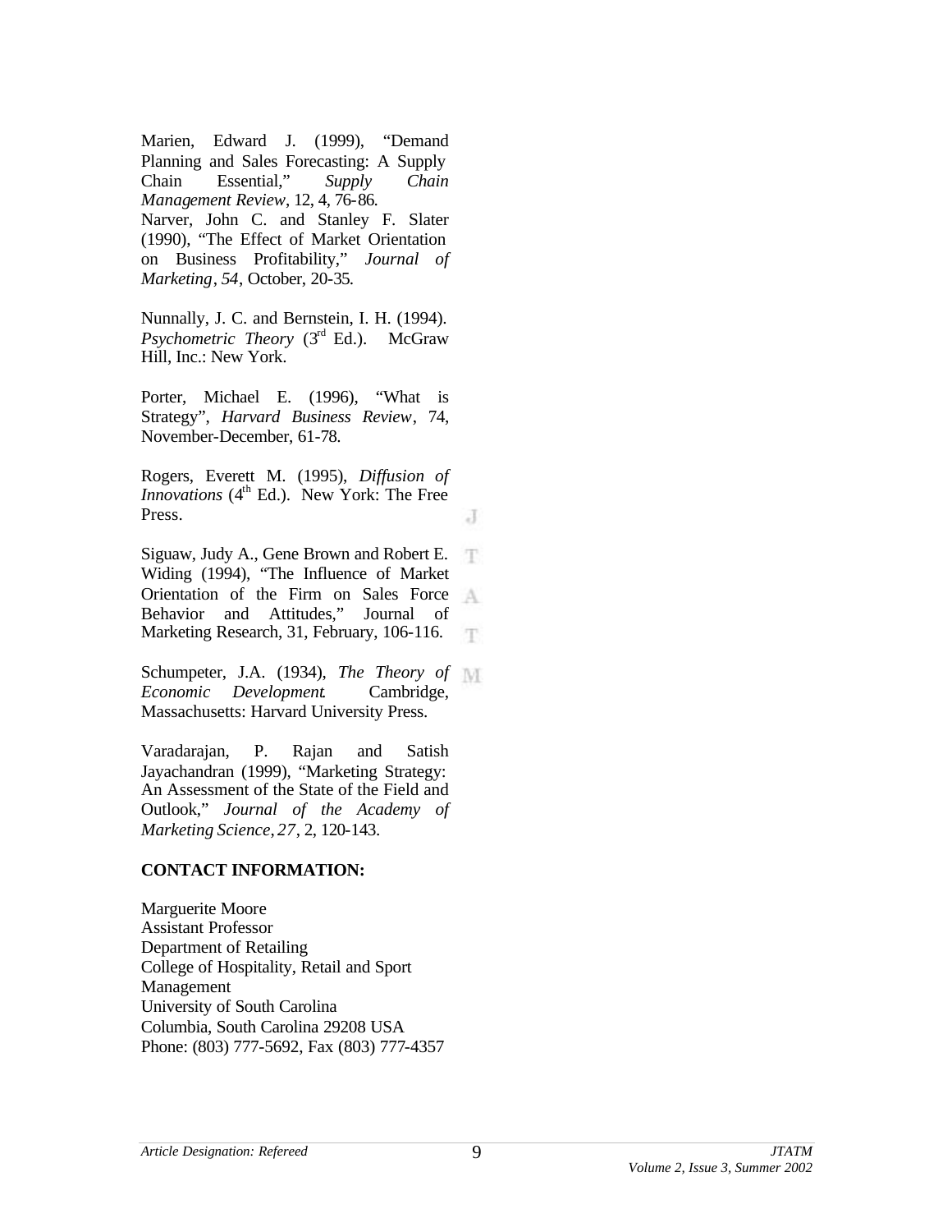Marien, Edward J. (1999), "Demand Planning and Sales Forecasting: A Supply Chain Essential," *Supply Chain Management Review*, 12, 4, 76-86.

Narver, John C. and Stanley F. Slater (1990), "The Effect of Market Orientation on Business Profitability," *Journal of Marketing*, *54*, October, 20-35.

Nunnally, J. C. and Bernstein, I. H. (1994). *Psychometric Theory* (3rd Ed.). McGraw Hill, Inc.: New York.

Porter, Michael E. (1996), "What is Strategy", *Harvard Business Review*, 74, November-December, 61-78.

Rogers, Everett M. (1995), *Diffusion of Innovations* (4th Ed.). New York: The Free Press.

Siguaw, Judy A., Gene Brown and Robert E. Widing (1994), "The Influence of Market Orientation of the Firm on Sales Force Behavior and Attitudes," Journal of Marketing Research, 31, February, 106-116.

Schumpeter, J.A. (1934), *The Theory of Economic Development*. Cambridge, Massachusetts: Harvard University Press.

Varadarajan, P. Rajan and Satish Jayachandran (1999), "Marketing Strategy: An Assessment of the State of the Field and Outlook," *Journal of the Academy of Marketing Science*, *27*, 2, 120-143.

**CONTACT INFORMATION:**

Marguerite Moore
Assistant Professor
Department of Retailing
College of Hospitality, Retail and Sport Management
University of South Carolina
Columbia, South Carolina 29208 USA
Phone: (803) 777-5692, Fax (803) 777-4357